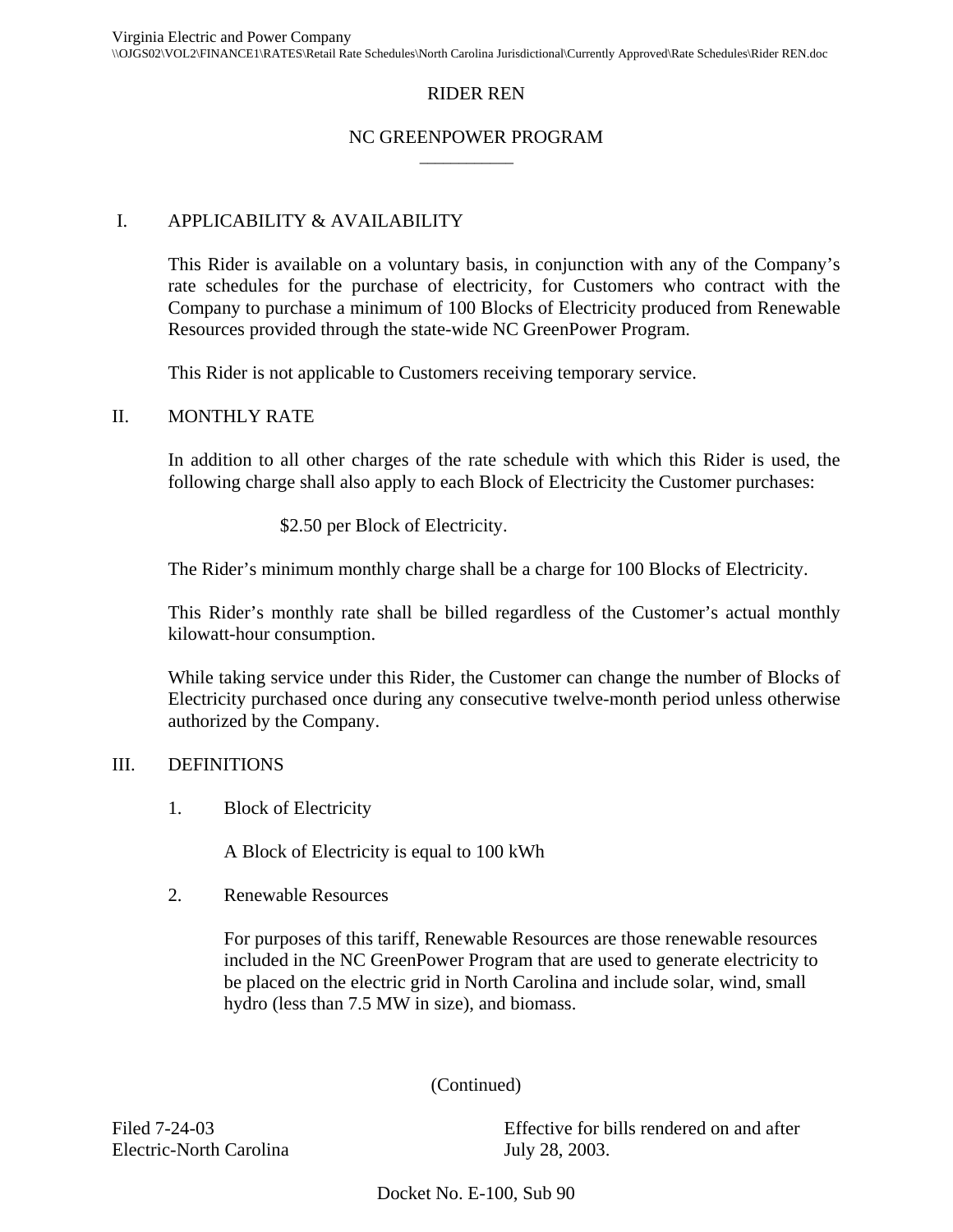Virginia Electric and Power Company
\\OJGS02\VOL2\FINANCE1\RATES\Retail Rate Schedules\North Carolina Jurisdictional\Currently Approved\Rate Schedules\Rider REN.doc

# RIDER REN

## NC GREENPOWER PROGRAM

### I. APPLICABILITY & AVAILABILITY

This Rider is available on a voluntary basis, in conjunction with any of the Company's rate schedules for the purchase of electricity, for Customers who contract with the Company to purchase a minimum of 100 Blocks of Electricity produced from Renewable Resources provided through the state-wide NC GreenPower Program.

This Rider is not applicable to Customers receiving temporary service.

### II. MONTHLY RATE

In addition to all other charges of the rate schedule with which this Rider is used, the following charge shall also apply to each Block of Electricity the Customer purchases:

$2.50 per Block of Electricity.

The Rider's minimum monthly charge shall be a charge for 100 Blocks of Electricity.

This Rider's monthly rate shall be billed regardless of the Customer's actual monthly kilowatt-hour consumption.

While taking service under this Rider, the Customer can change the number of Blocks of Electricity purchased once during any consecutive twelve-month period unless otherwise authorized by the Company.

### III. DEFINITIONS

1. Block of Electricity

   A Block of Electricity is equal to 100 kWh

2. Renewable Resources

   For purposes of this tariff, Renewable Resources are those renewable resources included in the NC GreenPower Program that are used to generate electricity to be placed on the electric grid in North Carolina and include solar, wind, small hydro (less than 7.5 MW in size), and biomass.

(Continued)

Filed 7-24-03
Electric-North Carolina

Effective for bills rendered on and after July 28, 2003.

Docket No. E-100, Sub 90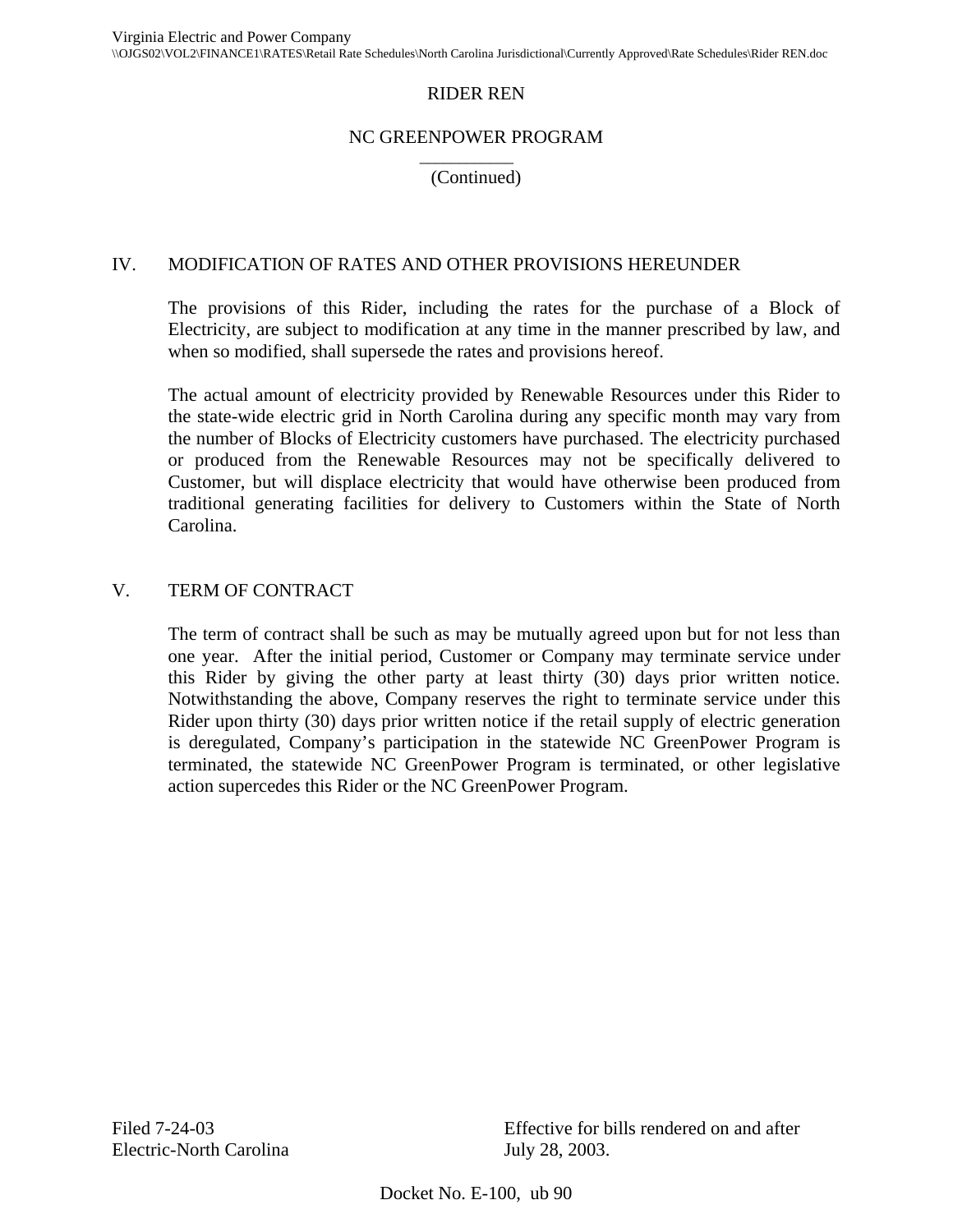RIDER REN

NC GREENPOWER PROGRAM

(Continued)

## IV. MODIFICATION OF RATES AND OTHER PROVISIONS HEREUNDER

The provisions of this Rider, including the rates for the purchase of a Block of Electricity, are subject to modification at any time in the manner prescribed by law, and when so modified, shall supersede the rates and provisions hereof.

The actual amount of electricity provided by Renewable Resources under this Rider to the state-wide electric grid in North Carolina during any specific month may vary from the number of Blocks of Electricity customers have purchased. The electricity purchased or produced from the Renewable Resources may not be specifically delivered to Customer, but will displace electricity that would have otherwise been produced from traditional generating facilities for delivery to Customers within the State of North Carolina.

## V. TERM OF CONTRACT

The term of contract shall be such as may be mutually agreed upon but for not less than one year. After the initial period, Customer or Company may terminate service under this Rider by giving the other party at least thirty (30) days prior written notice. Notwithstanding the above, Company reserves the right to terminate service under this Rider upon thirty (30) days prior written notice if the retail supply of electric generation is deregulated, Company's participation in the statewide NC GreenPower Program is terminated, the statewide NC GreenPower Program is terminated, or other legislative action supercedes this Rider or the NC GreenPower Program.

Filed 7-24-03
Electric-North Carolina

Effective for bills rendered on and after July 28, 2003.

Docket No. E-100, ub 90